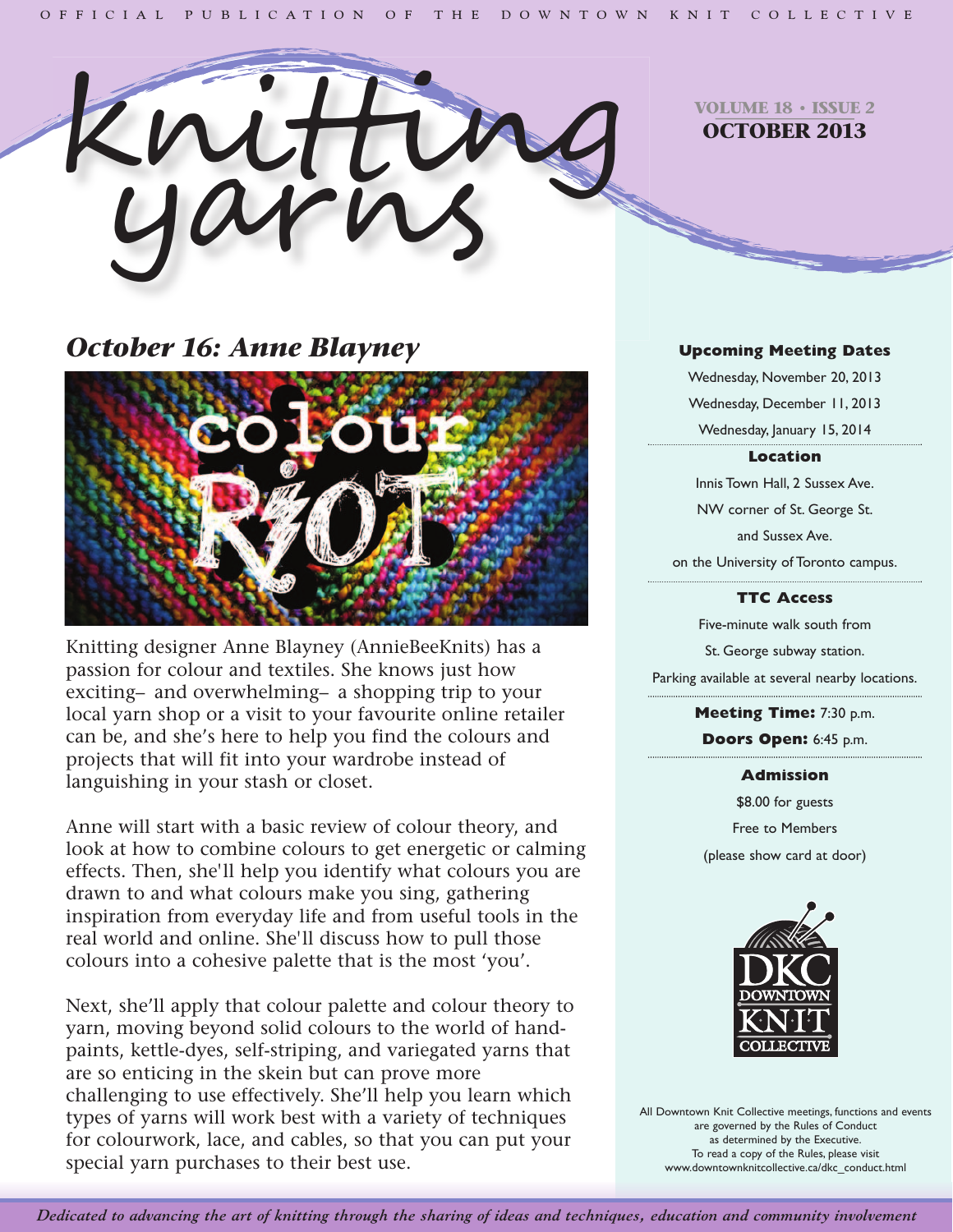OFFICIAL PUBLICATION OF THE DOWNTOWN KNIT COLLECTIVE

# knitting yarns

**VOLUME 18 • ISSUE 2**
**OCTOBER 2013**

## *October 16: Anne Blayney*

Knitting designer Anne Blayney (AnnieBeeKnits) has a passion for colour and textiles. She knows just how exciting– and overwhelming– a shopping trip to your local yarn shop or a visit to your favourite online retailer can be, and she's here to help you find the colours and projects that will fit into your wardrobe instead of languishing in your stash or closet.

Anne will start with a basic review of colour theory, and look at how to combine colours to get energetic or calming effects. Then, she'll help you identify what colours you are drawn to and what colours make you sing, gathering inspiration from everyday life and from useful tools in the real world and online. She'll discuss how to pull those colours into a cohesive palette that is the most 'you'.

Next, she'll apply that colour palette and colour theory to yarn, moving beyond solid colours to the world of hand-paints, kettle-dyes, self-striping, and variegated yarns that are so enticing in the skein but can prove more challenging to use effectively. She'll help you learn which types of yarns will work best with a variety of techniques for colourwork, lace, and cables, so that you can put your special yarn purchases to their best use.

**Upcoming Meeting Dates**

Wednesday, November 20, 2013
Wednesday, December 11, 2013
Wednesday, January 15, 2014

**Location**

Innis Town Hall, 2 Sussex Ave.
NW corner of St. George St.
and Sussex Ave.
on the University of Toronto campus.

**TTC Access**

Five-minute walk south from
St. George subway station.
Parking available at several nearby locations.

**Meeting Time:** 7:30 p.m.
**Doors Open:** 6:45 p.m.

**Admission**

$8.00 for guests
Free to Members
(please show card at door)

DKC DOWNTOWN KNIT COLLECTIVE

All Downtown Knit Collective meetings, functions and events are governed by the Rules of Conduct as determined by the Executive.
To read a copy of the Rules, please visit www.downtownknitcollective.ca/dkc_conduct.html

*Dedicated to advancing the art of knitting through the sharing of ideas and techniques, education and community involvement*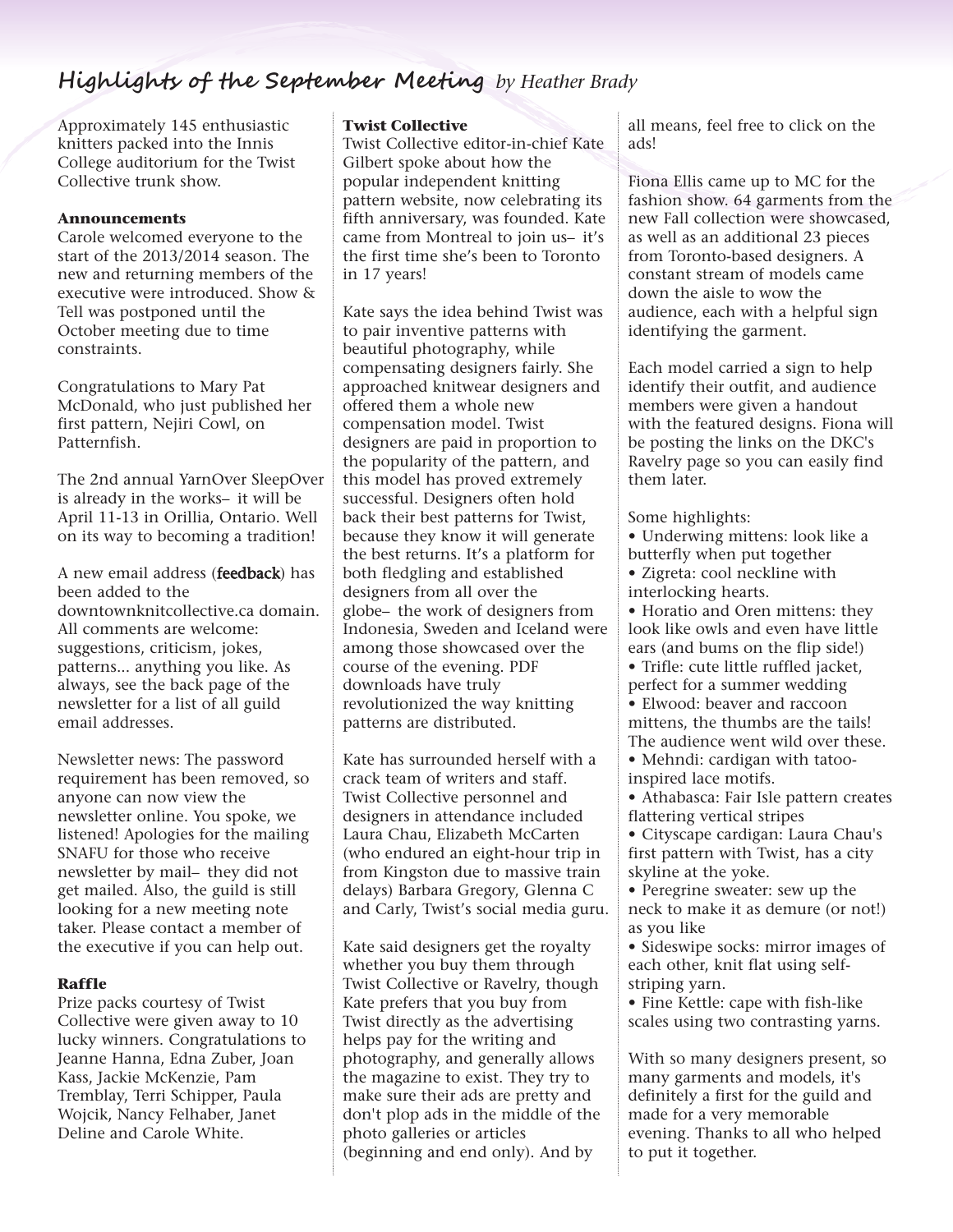# Highlights of the September Meeting *by Heather Brady*

Approximately 145 enthusiastic knitters packed into the Innis College auditorium for the Twist Collective trunk show.

**Announcements**

Carole welcomed everyone to the start of the 2013/2014 season. The new and returning members of the executive were introduced. Show & Tell was postponed until the October meeting due to time constraints.

Congratulations to Mary Pat McDonald, who just published her first pattern, Nejiri Cowl, on Patternfish.

The 2nd annual YarnOver SleepOver is already in the works– it will be April 11-13 in Orillia, Ontario. Well on its way to becoming a tradition!

A new email address (**feedback**) has been added to the downtownknitcollective.ca domain. All comments are welcome: suggestions, criticism, jokes, patterns... anything you like. As always, see the back page of the newsletter for a list of all guild email addresses.

Newsletter news: The password requirement has been removed, so anyone can now view the newsletter online. You spoke, we listened! Apologies for the mailing SNAFU for those who receive newsletter by mail– they did not get mailed. Also, the guild is still looking for a new meeting note taker. Please contact a member of the executive if you can help out.

**Raffle**

Prize packs courtesy of Twist Collective were given away to 10 lucky winners. Congratulations to Jeanne Hanna, Edna Zuber, Joan Kass, Jackie McKenzie, Pam Tremblay, Terri Schipper, Paula Wojcik, Nancy Felhaber, Janet Deline and Carole White.

**Twist Collective**

Twist Collective editor-in-chief Kate Gilbert spoke about how the popular independent knitting pattern website, now celebrating its fifth anniversary, was founded. Kate came from Montreal to join us– it's the first time she's been to Toronto in 17 years!

Kate says the idea behind Twist was to pair inventive patterns with beautiful photography, while compensating designers fairly. She approached knitwear designers and offered them a whole new compensation model. Twist designers are paid in proportion to the popularity of the pattern, and this model has proved extremely successful. Designers often hold back their best patterns for Twist, because they know it will generate the best returns. It's a platform for both fledgling and established designers from all over the globe– the work of designers from Indonesia, Sweden and Iceland were among those showcased over the course of the evening. PDF downloads have truly revolutionized the way knitting patterns are distributed.

Kate has surrounded herself with a crack team of writers and staff. Twist Collective personnel and designers in attendance included Laura Chau, Elizabeth McCarten (who endured an eight-hour trip in from Kingston due to massive train delays) Barbara Gregory, Glenna C and Carly, Twist's social media guru.

Kate said designers get the royalty whether you buy them through Twist Collective or Ravelry, though Kate prefers that you buy from Twist directly as the advertising helps pay for the writing and photography, and generally allows the magazine to exist. They try to make sure their ads are pretty and don't plop ads in the middle of the photo galleries or articles (beginning and end only). And by all means, feel free to click on the ads!

Fiona Ellis came up to MC for the fashion show. 64 garments from the new Fall collection were showcased, as well as an additional 23 pieces from Toronto-based designers. A constant stream of models came down the aisle to wow the audience, each with a helpful sign identifying the garment.

Each model carried a sign to help identify their outfit, and audience members were given a handout with the featured designs. Fiona will be posting the links on the DKC's Ravelry page so you can easily find them later.

Some highlights:

- Underwing mittens: look like a butterfly when put together
- Zigreta: cool neckline with interlocking hearts.
- Horatio and Oren mittens: they look like owls and even have little ears (and bums on the flip side!)
- Trifle: cute little ruffled jacket, perfect for a summer wedding
- Elwood: beaver and raccoon mittens, the thumbs are the tails! The audience went wild over these.
- Mehndi: cardigan with tatoo-inspired lace motifs.
- Athabasca: Fair Isle pattern creates flattering vertical stripes
- Cityscape cardigan: Laura Chau's first pattern with Twist, has a city skyline at the yoke.
- Peregrine sweater: sew up the neck to make it as demure (or not!) as you like
- Sideswipe socks: mirror images of each other, knit flat using self-striping yarn.
- Fine Kettle: cape with fish-like scales using two contrasting yarns.

With so many designers present, so many garments and models, it's definitely a first for the guild and made for a very memorable evening. Thanks to all who helped to put it together.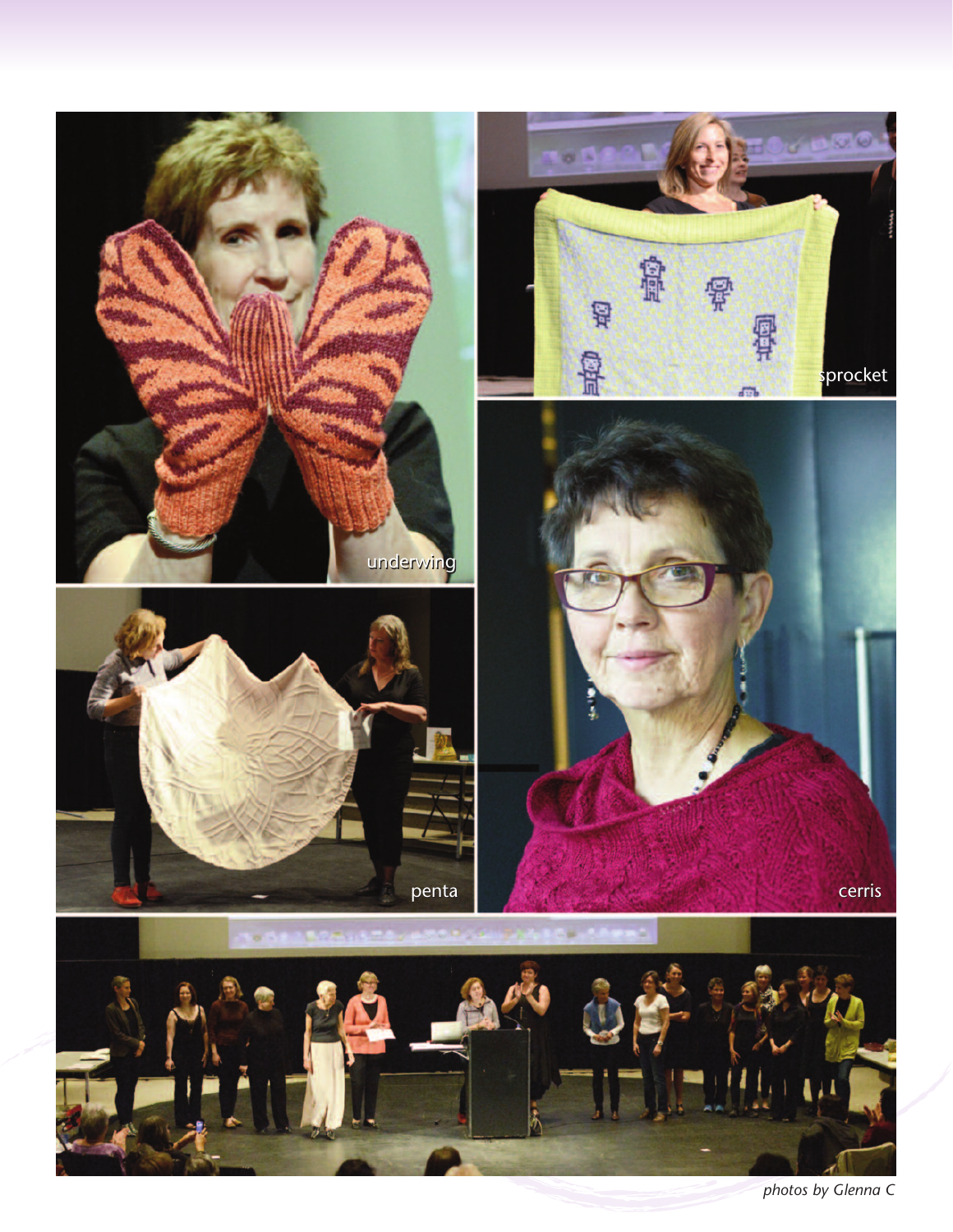underwing

sprocket

penta

cerris

*photos by Glenna C*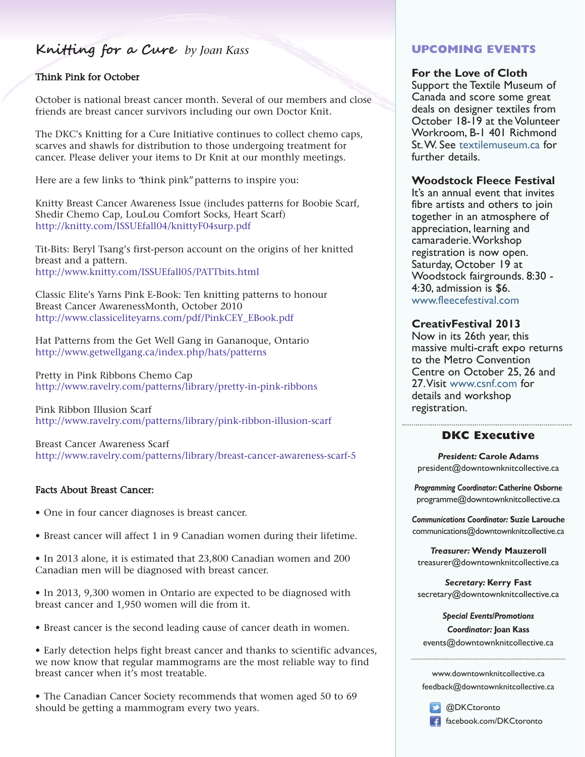## Knitting for a Cure *by Joan Kass*

### Think Pink for October

October is national breast cancer month. Several of our members and close friends are breast cancer survivors including our own Doctor Knit.

The DKC's Knitting for a Cure Initiative continues to collect chemo caps, scarves and shawls for distribution to those undergoing treatment for cancer. Please deliver your items to Dr Knit at our monthly meetings.

Here are a few links to "think pink" patterns to inspire you:

Knitty Breast Cancer Awareness Issue (includes patterns for Boobie Scarf, Shedir Chemo Cap, LouLou Comfort Socks, Heart Scarf)
http://knitty.com/ISSUEfall04/knittyF04surp.pdf

Tit-Bits: Beryl Tsang's first-person account on the origins of her knitted breast and a pattern.
http://www.knitty.com/ISSUEfall05/PATTbits.html

Classic Elite's Yarns Pink E-Book: Ten knitting patterns to honour Breast Cancer AwarenessMonth, October 2010
http://www.classiceliteyarns.com/pdf/PinkCEY_EBook.pdf

Hat Patterns from the Get Well Gang in Gananoque, Ontario
http://www.getwellgang.ca/index.php/hats/patterns

Pretty in Pink Ribbons Chemo Cap
http://www.ravelry.com/patterns/library/pretty-in-pink-ribbons

Pink Ribbon Illusion Scarf
http://www.ravelry.com/patterns/library/pink-ribbon-illusion-scarf

Breast Cancer Awareness Scarf
http://www.ravelry.com/patterns/library/breast-cancer-awareness-scarf-5

### Facts About Breast Cancer:

- One in four cancer diagnoses is breast cancer.
- Breast cancer will affect 1 in 9 Canadian women during their lifetime.
- In 2013 alone, it is estimated that 23,800 Canadian women and 200 Canadian men will be diagnosed with breast cancer.
- In 2013, 9,300 women in Ontario are expected to be diagnosed with breast cancer and 1,950 women will die from it.
- Breast cancer is the second leading cause of cancer death in women.
- Early detection helps fight breast cancer and thanks to scientific advances, we now know that regular mammograms are the most reliable way to find breast cancer when it's most treatable.
- The Canadian Cancer Society recommends that women aged 50 to 69 should be getting a mammogram every two years.

## UPCOMING EVENTS

**For the Love of Cloth**
Support the Textile Museum of Canada and score some great deals on designer textiles from October 18-19 at the Volunteer Workroom, B-1 401 Richmond St. W. See textilemuseum.ca for further details.

**Woodstock Fleece Festival**
It's an annual event that invites fibre artists and others to join together in an atmosphere of appreciation, learning and camaraderie. Workshop registration is now open. Saturday, October 19 at Woodstock fairgrounds. 8:30 - 4:30, admission is $6.
www.fleecefestival.com

**CreativFestival 2013**
Now in its 26th year, this massive multi-craft expo returns to the Metro Convention Centre on October 25, 26 and 27. Visit www.csnf.com for details and workshop registration.

## DKC Executive

***President:*** **Carole Adams**
president@downtownknitcollective.ca

***Programming Coordinator:*** **Catherine Osborne**
programme@downtownknitcollective.ca

***Communications Coordinator:*** **Suzie Larouche**
communications@downtownknitcollective.ca

***Treasurer:*** **Wendy Mauzeroll**
treasurer@downtownknitcollective.ca

***Secretary:*** **Kerry Fast**
secretary@downtownknitcollective.ca

***Special Events/Promotions Coordinator:*** **Joan Kass**
events@downtownknitcollective.ca

www.downtownknitcollective.ca
feedback@downtownknitcollective.ca

@DKCtoronto
facebook.com/DKCtoronto